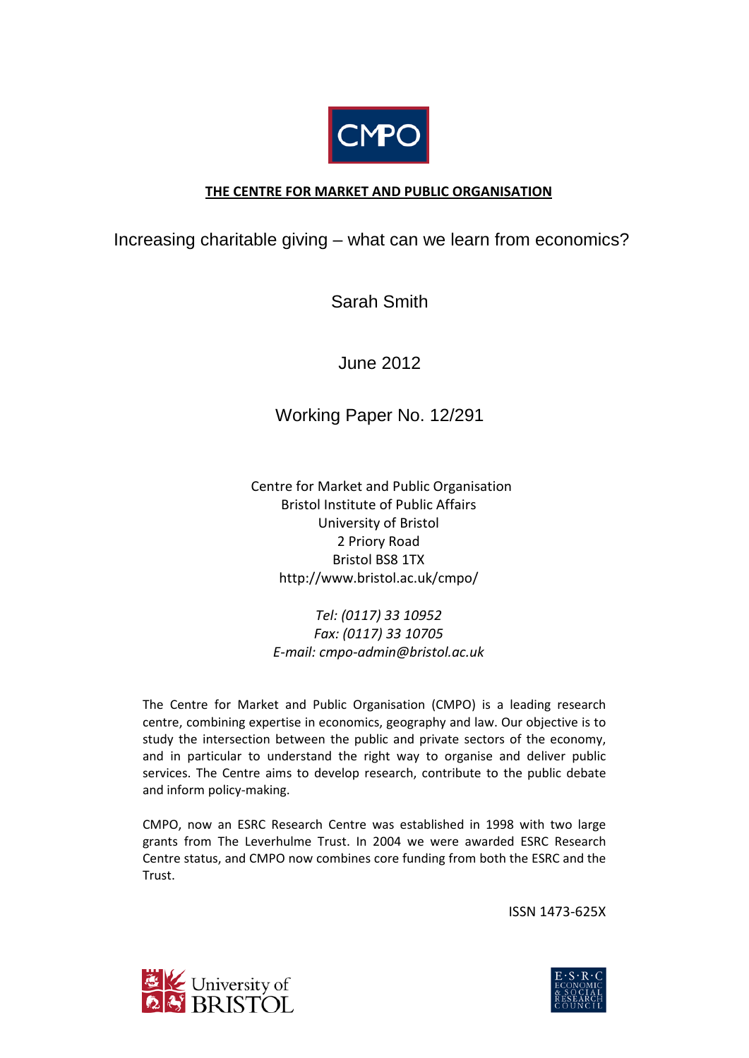CMPO

**THE CENTRE FOR MARKET AND PUBLIC ORGANISATION**

# Increasing charitable giving – what can we learn from economics?

Sarah Smith

June 2012

Working Paper No. 12/291

Centre for Market and Public Organisation
Bristol Institute of Public Affairs
University of Bristol
2 Priory Road
Bristol BS8 1TX
http://www.bristol.ac.uk/cmpo/

*Tel: (0117) 33 10952*
*Fax: (0117) 33 10705*
*E-mail: cmpo-admin@bristol.ac.uk*

The Centre for Market and Public Organisation (CMPO) is a leading research centre, combining expertise in economics, geography and law. Our objective is to study the intersection between the public and private sectors of the economy, and in particular to understand the right way to organise and deliver public services. The Centre aims to develop research, contribute to the public debate and inform policy-making.

CMPO, now an ESRC Research Centre was established in 1998 with two large grants from The Leverhulme Trust. In 2004 we were awarded ESRC Research Centre status, and CMPO now combines core funding from both the ESRC and the Trust.

ISSN 1473-625X

University of Bristol

E·S·R·C ECONOMIC & SOCIAL RESEARCH COUNCIL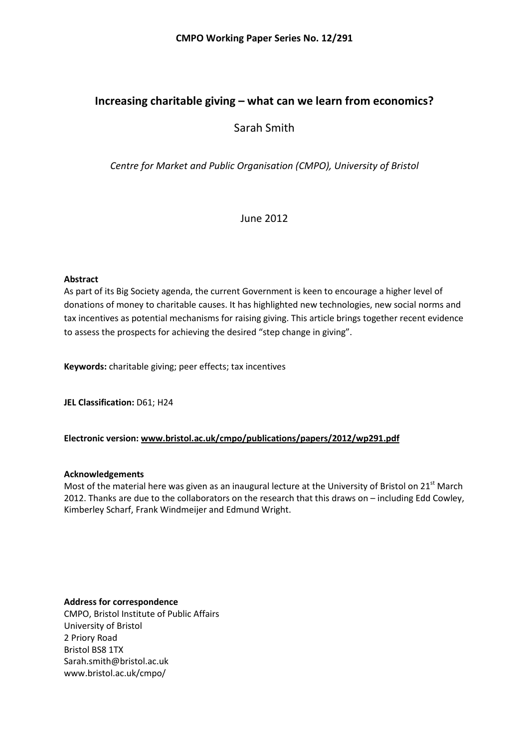**CMPO Working Paper Series No. 12/291**

# Increasing charitable giving – what can we learn from economics?

Sarah Smith

*Centre for Market and Public Organisation (CMPO), University of Bristol*

June 2012

**Abstract**

As part of its Big Society agenda, the current Government is keen to encourage a higher level of donations of money to charitable causes. It has highlighted new technologies, new social norms and tax incentives as potential mechanisms for raising giving. This article brings together recent evidence to assess the prospects for achieving the desired "step change in giving".

**Keywords:** charitable giving; peer effects; tax incentives

**JEL Classification:** D61; H24

**Electronic version: www.bristol.ac.uk/cmpo/publications/papers/2012/wp291.pdf**

**Acknowledgements**

Most of the material here was given as an inaugural lecture at the University of Bristol on 21st March 2012. Thanks are due to the collaborators on the research that this draws on – including Edd Cowley, Kimberley Scharf, Frank Windmeijer and Edmund Wright.

**Address for correspondence**

CMPO, Bristol Institute of Public Affairs
University of Bristol
2 Priory Road
Bristol BS8 1TX
Sarah.smith@bristol.ac.uk
www.bristol.ac.uk/cmpo/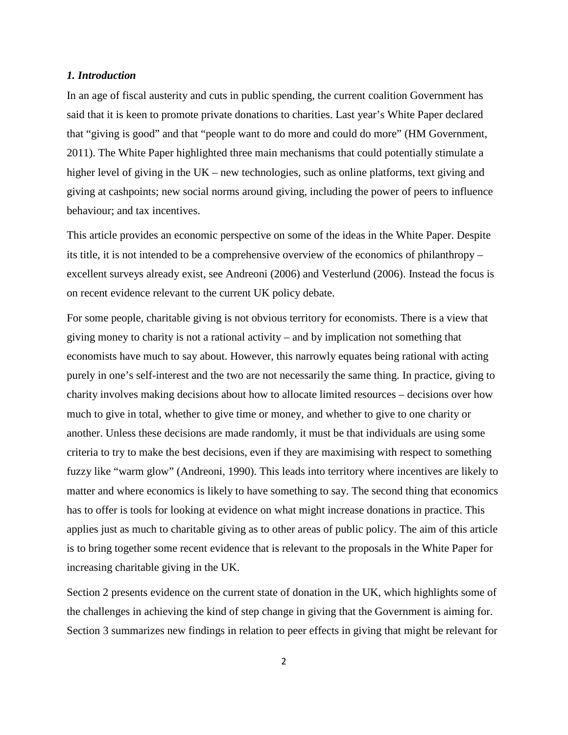### *1. Introduction*

In an age of fiscal austerity and cuts in public spending, the current coalition Government has said that it is keen to promote private donations to charities. Last year's White Paper declared that "giving is good" and that "people want to do more and could do more" (HM Government, 2011). The White Paper highlighted three main mechanisms that could potentially stimulate a higher level of giving in the UK – new technologies, such as online platforms, text giving and giving at cashpoints; new social norms around giving, including the power of peers to influence behaviour; and tax incentives.

This article provides an economic perspective on some of the ideas in the White Paper. Despite its title, it is not intended to be a comprehensive overview of the economics of philanthropy – excellent surveys already exist, see Andreoni (2006) and Vesterlund (2006). Instead the focus is on recent evidence relevant to the current UK policy debate.

For some people, charitable giving is not obvious territory for economists. There is a view that giving money to charity is not a rational activity – and by implication not something that economists have much to say about. However, this narrowly equates being rational with acting purely in one's self-interest and the two are not necessarily the same thing. In practice, giving to charity involves making decisions about how to allocate limited resources – decisions over how much to give in total, whether to give time or money, and whether to give to one charity or another. Unless these decisions are made randomly, it must be that individuals are using some criteria to try to make the best decisions, even if they are maximising with respect to something fuzzy like "warm glow" (Andreoni, 1990). This leads into territory where incentives are likely to matter and where economics is likely to have something to say. The second thing that economics has to offer is tools for looking at evidence on what might increase donations in practice. This applies just as much to charitable giving as to other areas of public policy. The aim of this article is to bring together some recent evidence that is relevant to the proposals in the White Paper for increasing charitable giving in the UK.

Section 2 presents evidence on the current state of donation in the UK, which highlights some of the challenges in achieving the kind of step change in giving that the Government is aiming for. Section 3 summarizes new findings in relation to peer effects in giving that might be relevant for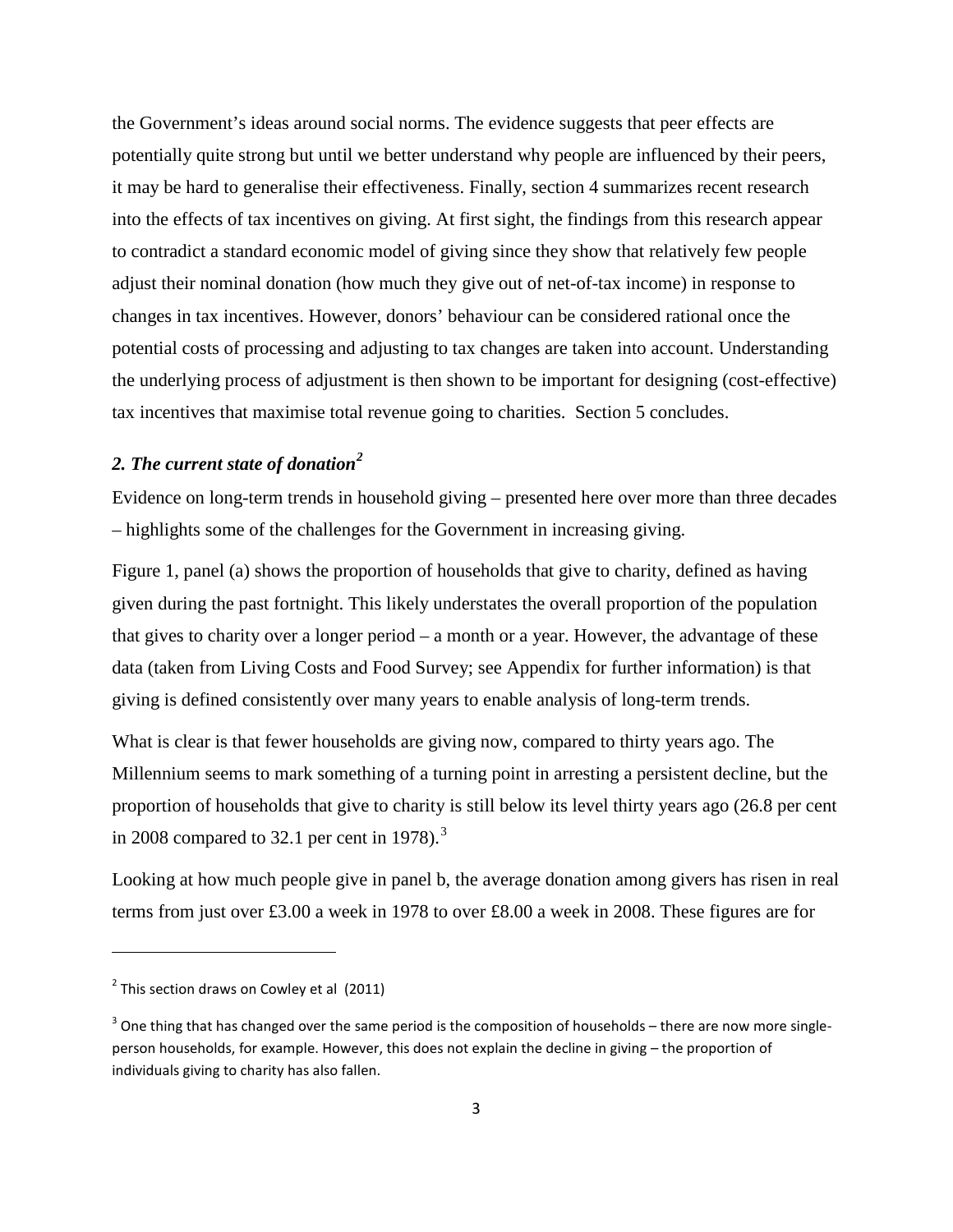the Government's ideas around social norms. The evidence suggests that peer effects are potentially quite strong but until we better understand why people are influenced by their peers, it may be hard to generalise their effectiveness. Finally, section 4 summarizes recent research into the effects of tax incentives on giving. At first sight, the findings from this research appear to contradict a standard economic model of giving since they show that relatively few people adjust their nominal donation (how much they give out of net-of-tax income) in response to changes in tax incentives. However, donors' behaviour can be considered rational once the potential costs of processing and adjusting to tax changes are taken into account. Understanding the underlying process of adjustment is then shown to be important for designing (cost-effective) tax incentives that maximise total revenue going to charities. Section 5 concludes.

## *2. The current state of donation*[2]

Evidence on long-term trends in household giving – presented here over more than three decades – highlights some of the challenges for the Government in increasing giving.

Figure 1, panel (a) shows the proportion of households that give to charity, defined as having given during the past fortnight. This likely understates the overall proportion of the population that gives to charity over a longer period – a month or a year. However, the advantage of these data (taken from Living Costs and Food Survey; see Appendix for further information) is that giving is defined consistently over many years to enable analysis of long-term trends.

What is clear is that fewer households are giving now, compared to thirty years ago. The Millennium seems to mark something of a turning point in arresting a persistent decline, but the proportion of households that give to charity is still below its level thirty years ago (26.8 per cent in 2008 compared to 32.1 per cent in 1978).[3]

Looking at how much people give in panel b, the average donation among givers has risen in real terms from just over £3.00 a week in 1978 to over £8.00 a week in 2008. These figures are for

---

[2] This section draws on Cowley et al (2011)

[3] One thing that has changed over the same period is the composition of households – there are now more single-person households, for example. However, this does not explain the decline in giving – the proportion of individuals giving to charity has also fallen.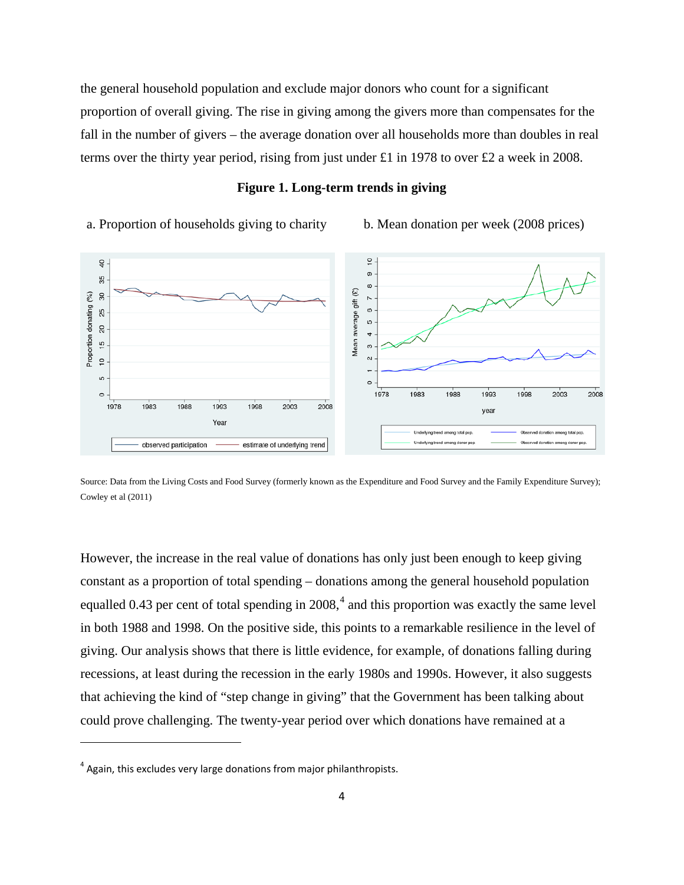the general household population and exclude major donors who count for a significant proportion of overall giving. The rise in giving among the givers more than compensates for the fall in the number of givers – the average donation over all households more than doubles in real terms over the thirty year period, rising from just under £1 in 1978 to over £2 a week in 2008.

**Figure 1. Long-term trends in giving**

a. Proportion of households giving to charity

b. Mean donation per week (2008 prices)

Source: Data from the Living Costs and Food Survey (formerly known as the Expenditure and Food Survey and the Family Expenditure Survey); Cowley et al (2011)

However, the increase in the real value of donations has only just been enough to keep giving constant as a proportion of total spending – donations among the general household population equalled 0.43 per cent of total spending in 2008,[4] and this proportion was exactly the same level in both 1988 and 1998. On the positive side, this points to a remarkable resilience in the level of giving. Our analysis shows that there is little evidence, for example, of donations falling during recessions, at least during the recession in the early 1980s and 1990s. However, it also suggests that achieving the kind of "step change in giving" that the Government has been talking about could prove challenging. The twenty-year period over which donations have remained at a

[4] Again, this excludes very large donations from major philanthropists.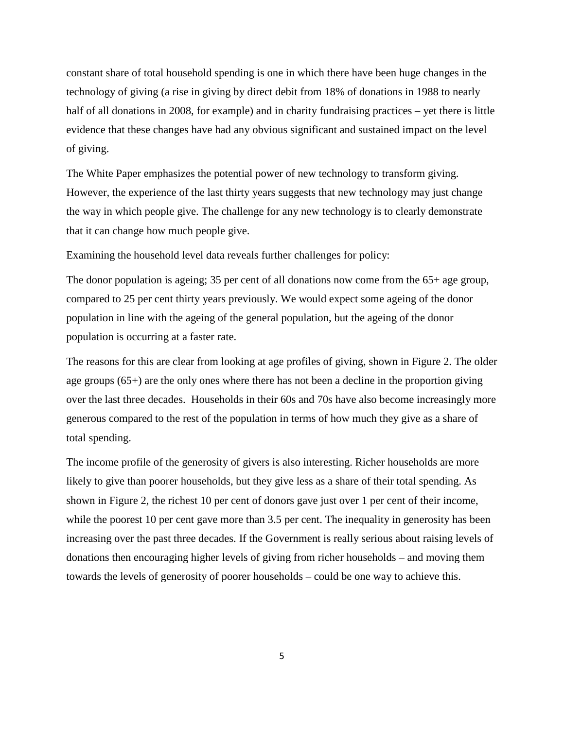constant share of total household spending is one in which there have been huge changes in the technology of giving (a rise in giving by direct debit from 18% of donations in 1988 to nearly half of all donations in 2008, for example) and in charity fundraising practices – yet there is little evidence that these changes have had any obvious significant and sustained impact on the level of giving.

The White Paper emphasizes the potential power of new technology to transform giving. However, the experience of the last thirty years suggests that new technology may just change the way in which people give. The challenge for any new technology is to clearly demonstrate that it can change how much people give.

Examining the household level data reveals further challenges for policy:

The donor population is ageing; 35 per cent of all donations now come from the 65+ age group, compared to 25 per cent thirty years previously. We would expect some ageing of the donor population in line with the ageing of the general population, but the ageing of the donor population is occurring at a faster rate.

The reasons for this are clear from looking at age profiles of giving, shown in Figure 2. The older age groups (65+) are the only ones where there has not been a decline in the proportion giving over the last three decades. Households in their 60s and 70s have also become increasingly more generous compared to the rest of the population in terms of how much they give as a share of total spending.

The income profile of the generosity of givers is also interesting. Richer households are more likely to give than poorer households, but they give less as a share of their total spending. As shown in Figure 2, the richest 10 per cent of donors gave just over 1 per cent of their income, while the poorest 10 per cent gave more than 3.5 per cent. The inequality in generosity has been increasing over the past three decades. If the Government is really serious about raising levels of donations then encouraging higher levels of giving from richer households – and moving them towards the levels of generosity of poorer households – could be one way to achieve this.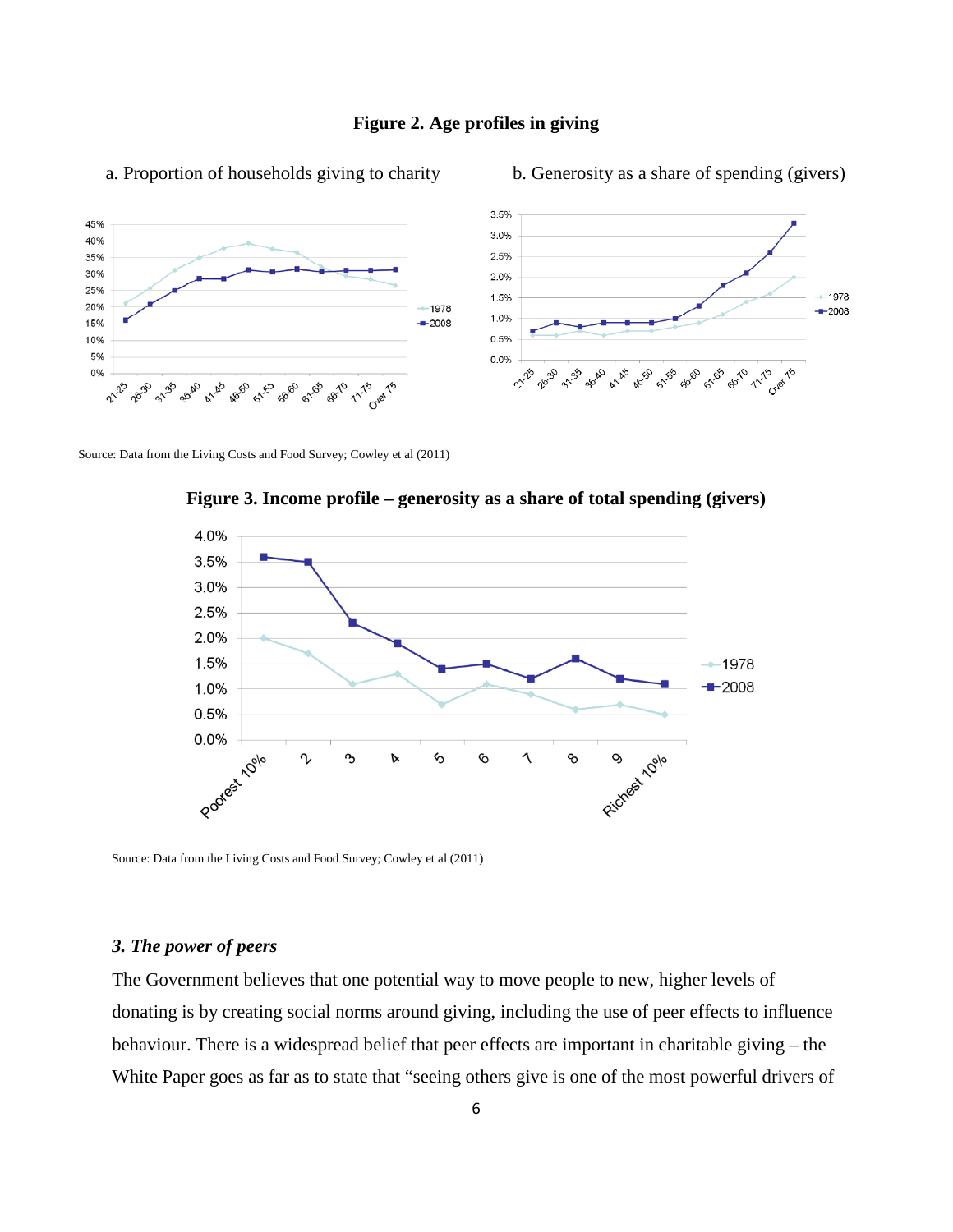**Figure 2. Age profiles in giving**

a. Proportion of households giving to charity

b. Generosity as a share of spending (givers)

Source: Data from the Living Costs and Food Survey; Cowley et al (2011)

**Figure 3. Income profile – generosity as a share of total spending (givers)**

Source: Data from the Living Costs and Food Survey; Cowley et al (2011)

### *3. The power of peers*

The Government believes that one potential way to move people to new, higher levels of donating is by creating social norms around giving, including the use of peer effects to influence behaviour. There is a widespread belief that peer effects are important in charitable giving – the White Paper goes as far as to state that "seeing others give is one of the most powerful drivers of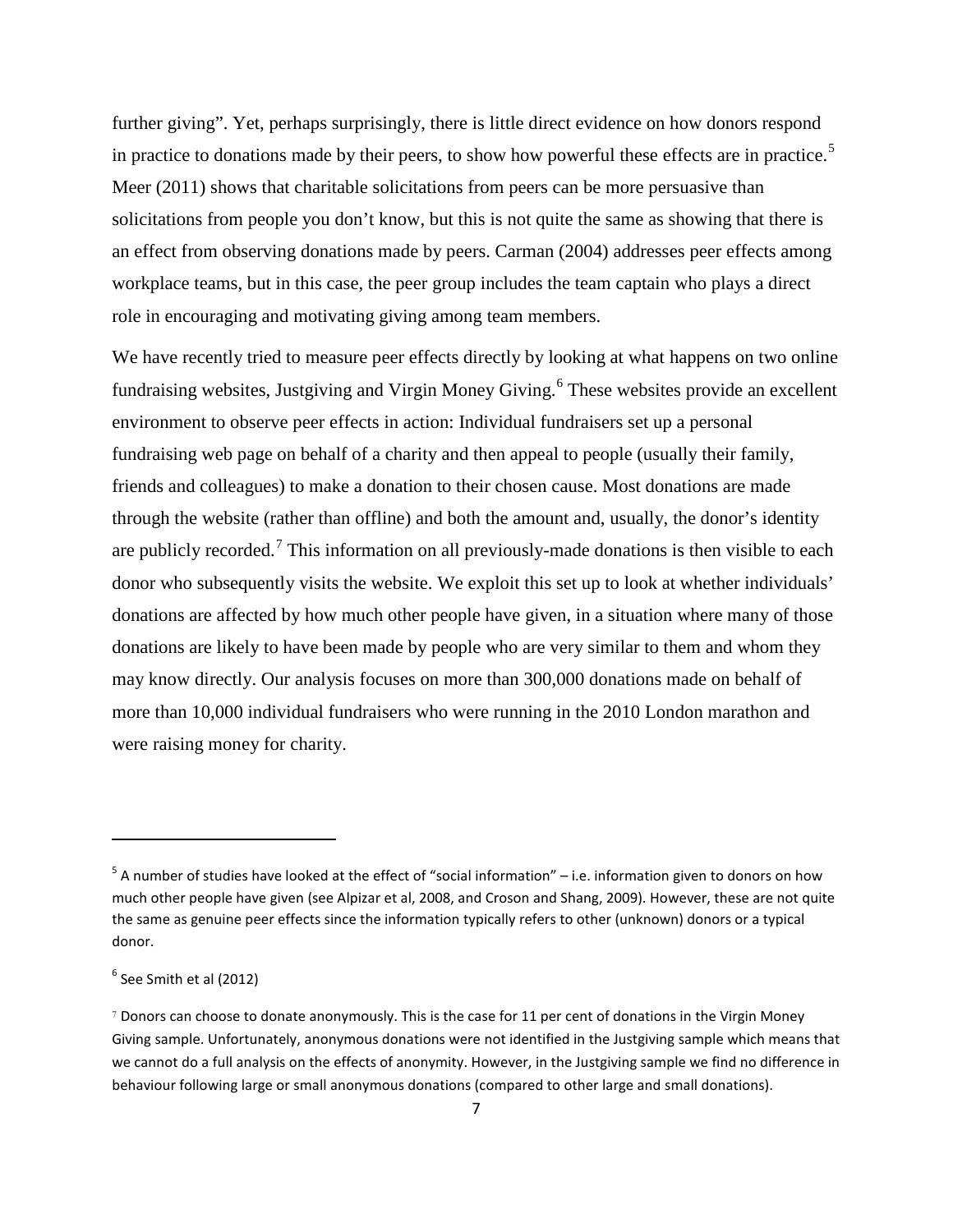further giving". Yet, perhaps surprisingly, there is little direct evidence on how donors respond in practice to donations made by their peers, to show how powerful these effects are in practice.[5] Meer (2011) shows that charitable solicitations from peers can be more persuasive than solicitations from people you don't know, but this is not quite the same as showing that there is an effect from observing donations made by peers. Carman (2004) addresses peer effects among workplace teams, but in this case, the peer group includes the team captain who plays a direct role in encouraging and motivating giving among team members.

We have recently tried to measure peer effects directly by looking at what happens on two online fundraising websites, Justgiving and Virgin Money Giving.[6] These websites provide an excellent environment to observe peer effects in action: Individual fundraisers set up a personal fundraising web page on behalf of a charity and then appeal to people (usually their family, friends and colleagues) to make a donation to their chosen cause. Most donations are made through the website (rather than offline) and both the amount and, usually, the donor's identity are publicly recorded.[7] This information on all previously-made donations is then visible to each donor who subsequently visits the website. We exploit this set up to look at whether individuals' donations are affected by how much other people have given, in a situation where many of those donations are likely to have been made by people who are very similar to them and whom they may know directly. Our analysis focuses on more than 300,000 donations made on behalf of more than 10,000 individual fundraisers who were running in the 2010 London marathon and were raising money for charity.

---

[5] A number of studies have looked at the effect of "social information" – i.e. information given to donors on how much other people have given (see Alpizar et al, 2008, and Croson and Shang, 2009). However, these are not quite the same as genuine peer effects since the information typically refers to other (unknown) donors or a typical donor.

[6] See Smith et al (2012)

[7] Donors can choose to donate anonymously. This is the case for 11 per cent of donations in the Virgin Money Giving sample. Unfortunately, anonymous donations were not identified in the Justgiving sample which means that we cannot do a full analysis on the effects of anonymity. However, in the Justgiving sample we find no difference in behaviour following large or small anonymous donations (compared to other large and small donations).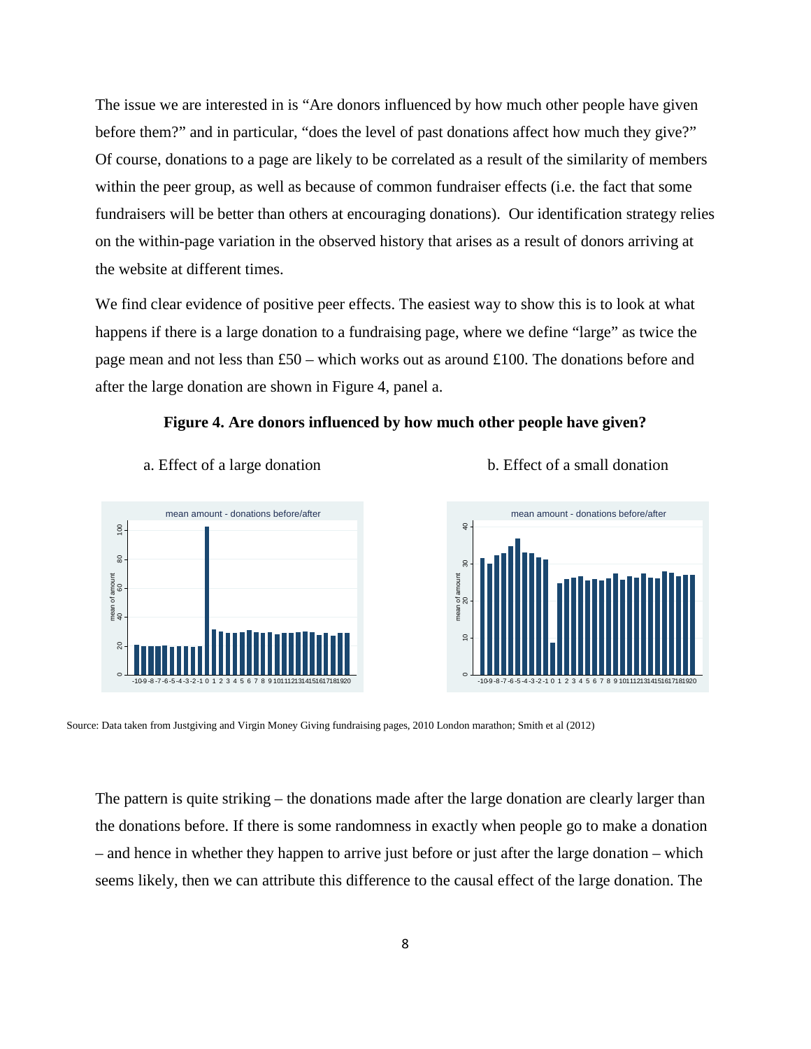The issue we are interested in is "Are donors influenced by how much other people have given before them?" and in particular, "does the level of past donations affect how much they give?" Of course, donations to a page are likely to be correlated as a result of the similarity of members within the peer group, as well as because of common fundraiser effects (i.e. the fact that some fundraisers will be better than others at encouraging donations). Our identification strategy relies on the within-page variation in the observed history that arises as a result of donors arriving at the website at different times.

We find clear evidence of positive peer effects. The easiest way to show this is to look at what happens if there is a large donation to a fundraising page, where we define "large" as twice the page mean and not less than £50 – which works out as around £100. The donations before and after the large donation are shown in Figure 4, panel a.

**Figure 4. Are donors influenced by how much other people have given?**

a. Effect of a large donation

b. Effect of a small donation

Source: Data taken from Justgiving and Virgin Money Giving fundraising pages, 2010 London marathon; Smith et al (2012)

The pattern is quite striking – the donations made after the large donation are clearly larger than the donations before. If there is some randomness in exactly when people go to make a donation – and hence in whether they happen to arrive just before or just after the large donation – which seems likely, then we can attribute this difference to the causal effect of the large donation. The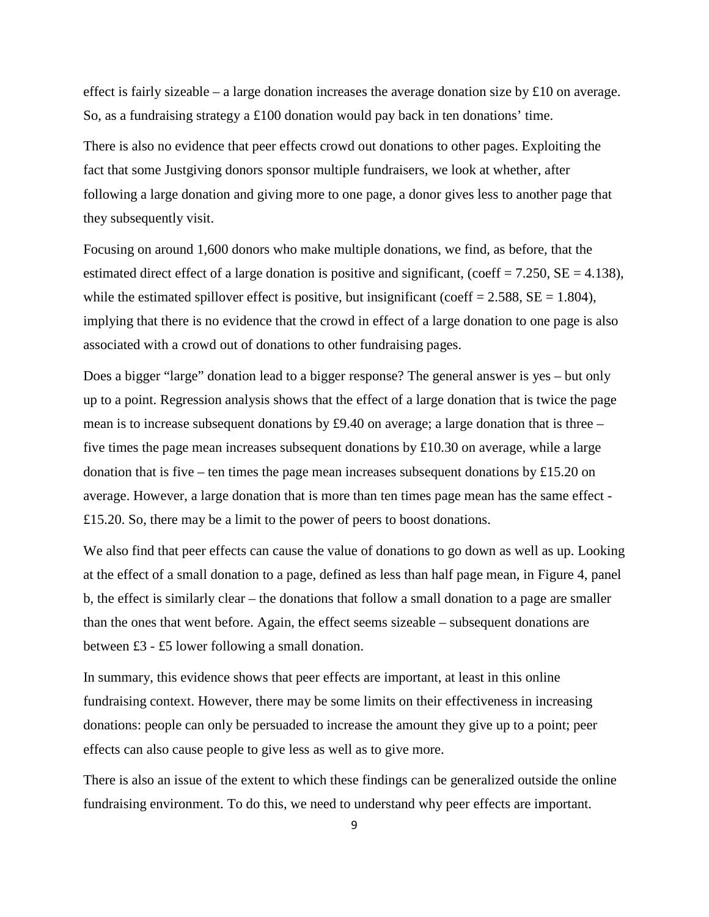effect is fairly sizeable – a large donation increases the average donation size by £10 on average. So, as a fundraising strategy a £100 donation would pay back in ten donations' time.

There is also no evidence that peer effects crowd out donations to other pages. Exploiting the fact that some Justgiving donors sponsor multiple fundraisers, we look at whether, after following a large donation and giving more to one page, a donor gives less to another page that they subsequently visit.

Focusing on around 1,600 donors who make multiple donations, we find, as before, that the estimated direct effect of a large donation is positive and significant, (coeff = 7.250, SE = 4.138), while the estimated spillover effect is positive, but insignificant (coeff = 2.588, SE = 1.804), implying that there is no evidence that the crowd in effect of a large donation to one page is also associated with a crowd out of donations to other fundraising pages.

Does a bigger "large" donation lead to a bigger response? The general answer is yes – but only up to a point. Regression analysis shows that the effect of a large donation that is twice the page mean is to increase subsequent donations by £9.40 on average; a large donation that is three – five times the page mean increases subsequent donations by £10.30 on average, while a large donation that is five – ten times the page mean increases subsequent donations by £15.20 on average. However, a large donation that is more than ten times page mean has the same effect - £15.20. So, there may be a limit to the power of peers to boost donations.

We also find that peer effects can cause the value of donations to go down as well as up. Looking at the effect of a small donation to a page, defined as less than half page mean, in Figure 4, panel b, the effect is similarly clear – the donations that follow a small donation to a page are smaller than the ones that went before. Again, the effect seems sizeable – subsequent donations are between £3 - £5 lower following a small donation.

In summary, this evidence shows that peer effects are important, at least in this online fundraising context. However, there may be some limits on their effectiveness in increasing donations: people can only be persuaded to increase the amount they give up to a point; peer effects can also cause people to give less as well as to give more.

There is also an issue of the extent to which these findings can be generalized outside the online fundraising environment. To do this, we need to understand why peer effects are important.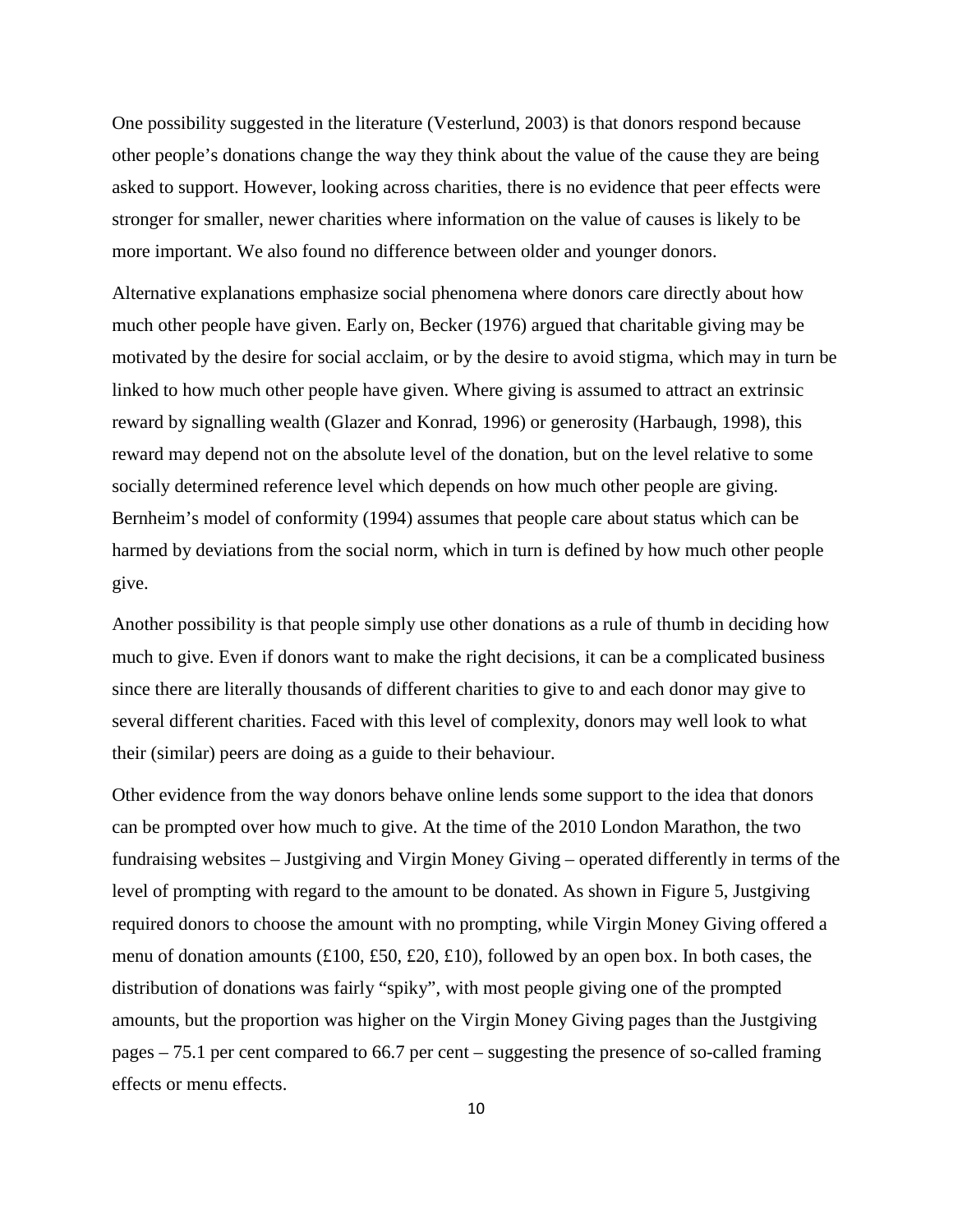One possibility suggested in the literature (Vesterlund, 2003) is that donors respond because other people's donations change the way they think about the value of the cause they are being asked to support. However, looking across charities, there is no evidence that peer effects were stronger for smaller, newer charities where information on the value of causes is likely to be more important. We also found no difference between older and younger donors.

Alternative explanations emphasize social phenomena where donors care directly about how much other people have given. Early on, Becker (1976) argued that charitable giving may be motivated by the desire for social acclaim, or by the desire to avoid stigma, which may in turn be linked to how much other people have given. Where giving is assumed to attract an extrinsic reward by signalling wealth (Glazer and Konrad, 1996) or generosity (Harbaugh, 1998), this reward may depend not on the absolute level of the donation, but on the level relative to some socially determined reference level which depends on how much other people are giving. Bernheim's model of conformity (1994) assumes that people care about status which can be harmed by deviations from the social norm, which in turn is defined by how much other people give.

Another possibility is that people simply use other donations as a rule of thumb in deciding how much to give. Even if donors want to make the right decisions, it can be a complicated business since there are literally thousands of different charities to give to and each donor may give to several different charities. Faced with this level of complexity, donors may well look to what their (similar) peers are doing as a guide to their behaviour.

Other evidence from the way donors behave online lends some support to the idea that donors can be prompted over how much to give. At the time of the 2010 London Marathon, the two fundraising websites – Justgiving and Virgin Money Giving – operated differently in terms of the level of prompting with regard to the amount to be donated. As shown in Figure 5, Justgiving required donors to choose the amount with no prompting, while Virgin Money Giving offered a menu of donation amounts (£100, £50, £20, £10), followed by an open box. In both cases, the distribution of donations was fairly "spiky", with most people giving one of the prompted amounts, but the proportion was higher on the Virgin Money Giving pages than the Justgiving pages – 75.1 per cent compared to 66.7 per cent – suggesting the presence of so-called framing effects or menu effects.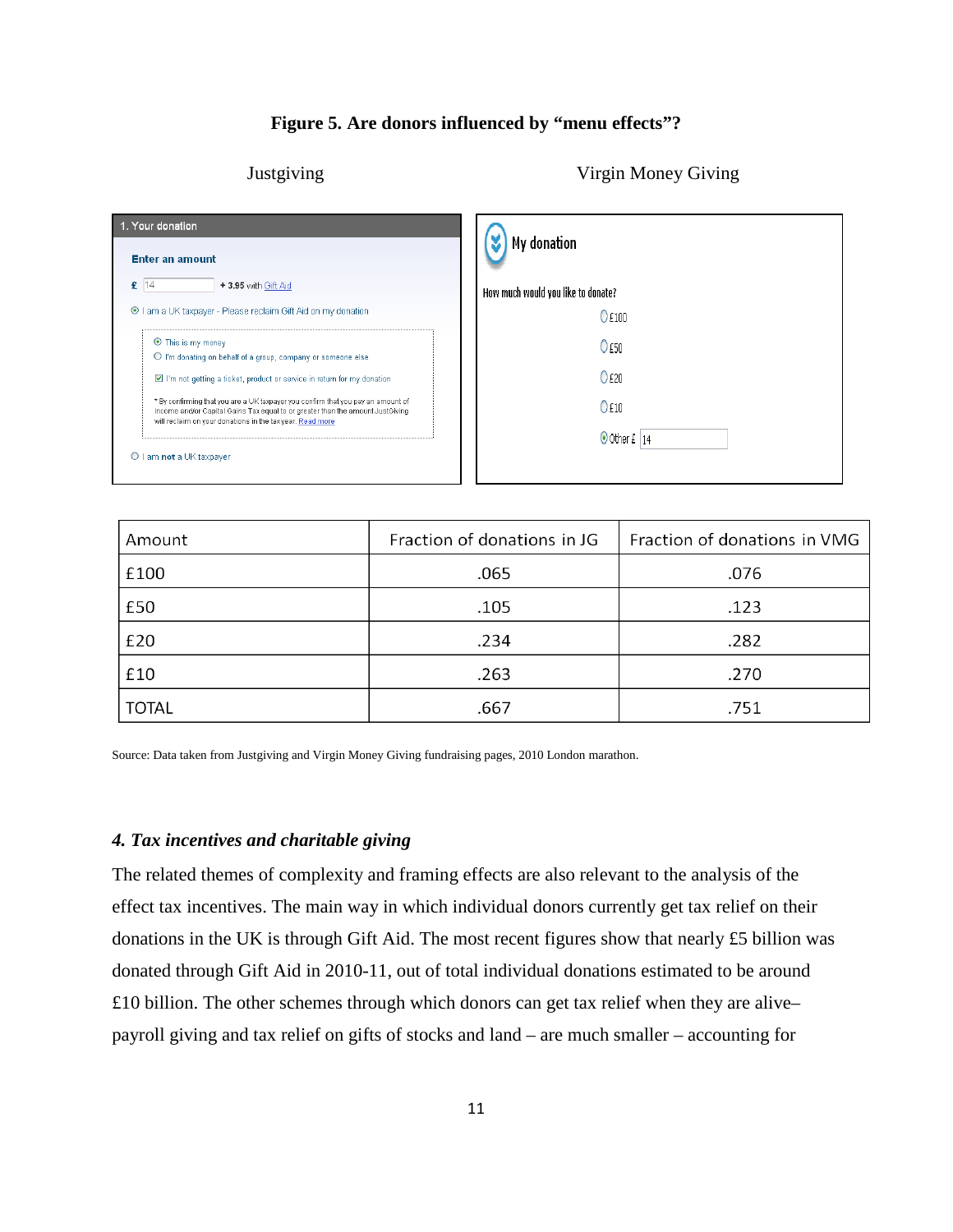**Figure 5. Are donors influenced by "menu effects"?**

Justgiving

1. Your donation

Enter an amount

£ 14 + 3.95 with Gift Aid

I am a UK taxpayer - Please reclaim Gift Aid on my donation

This is my money

I'm donating on behalf of a group, company or someone else

I'm not getting a ticket, product or service in return for my donation

* By confirming that you are a UK taxpayer you confirm that you pay an amount of income and/or Capital Gains Tax equal to or greater than the amount JustGiving will reclaim on your donations in the tax year. Read more

I am not a UK taxpayer

Virgin Money Giving

My donation

How much would you like to donate?

£100

£50

£20

£10

Other £ 14

| Amount | Fraction of donations in JG | Fraction of donations in VMG |
|---|---|---|
| £100 | .065 | .076 |
| £50 | .105 | .123 |
| £20 | .234 | .282 |
| £10 | .263 | .270 |
| TOTAL | .667 | .751 |

Source: Data taken from Justgiving and Virgin Money Giving fundraising pages, 2010 London marathon.

### *4. Tax incentives and charitable giving*

The related themes of complexity and framing effects are also relevant to the analysis of the effect tax incentives. The main way in which individual donors currently get tax relief on their donations in the UK is through Gift Aid. The most recent figures show that nearly £5 billion was donated through Gift Aid in 2010-11, out of total individual donations estimated to be around £10 billion. The other schemes through which donors can get tax relief when they are alive– payroll giving and tax relief on gifts of stocks and land – are much smaller – accounting for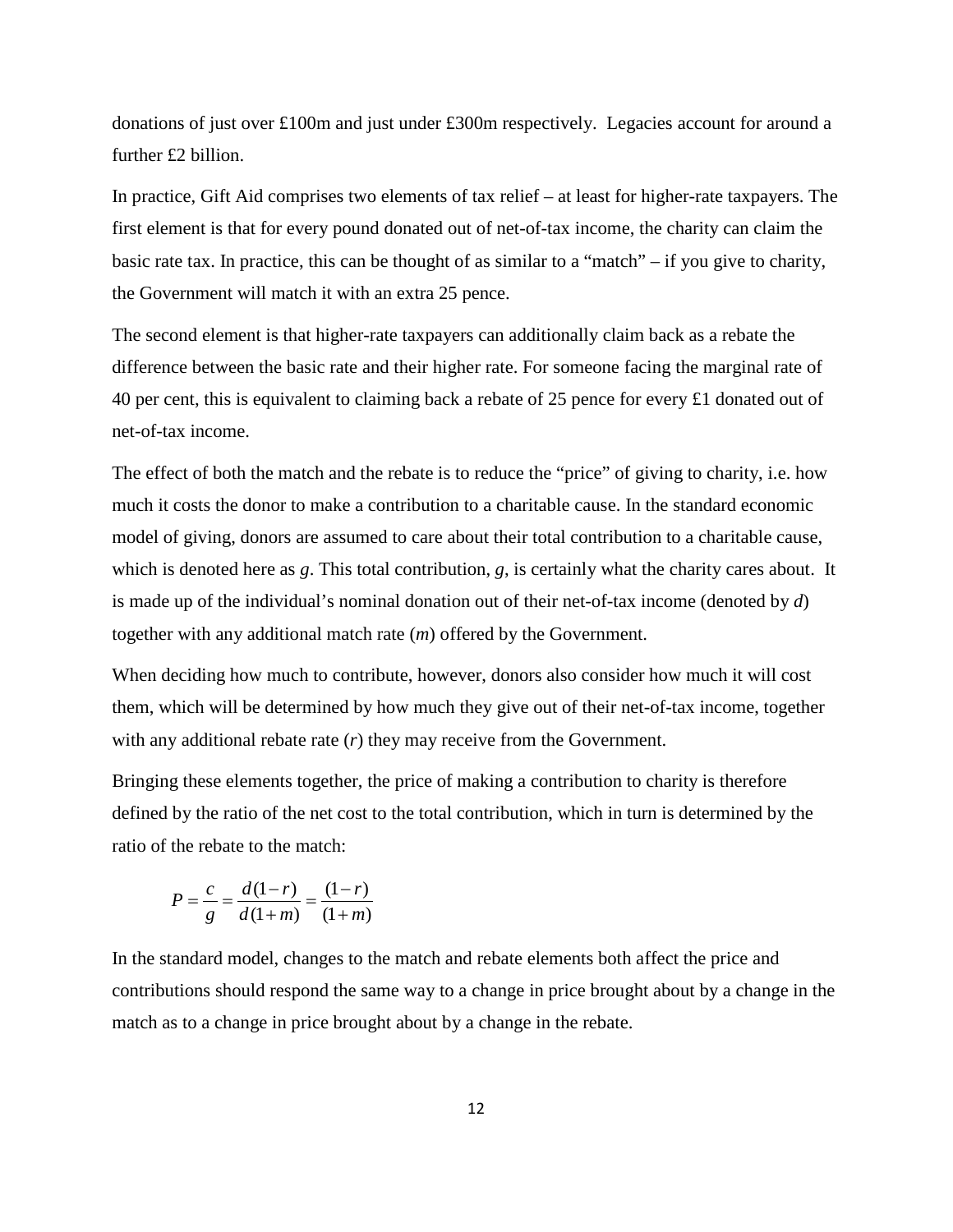donations of just over £100m and just under £300m respectively. Legacies account for around a further £2 billion.

In practice, Gift Aid comprises two elements of tax relief – at least for higher-rate taxpayers. The first element is that for every pound donated out of net-of-tax income, the charity can claim the basic rate tax. In practice, this can be thought of as similar to a "match" – if you give to charity, the Government will match it with an extra 25 pence.

The second element is that higher-rate taxpayers can additionally claim back as a rebate the difference between the basic rate and their higher rate. For someone facing the marginal rate of 40 per cent, this is equivalent to claiming back a rebate of 25 pence for every £1 donated out of net-of-tax income.

The effect of both the match and the rebate is to reduce the "price" of giving to charity, i.e. how much it costs the donor to make a contribution to a charitable cause. In the standard economic model of giving, donors are assumed to care about their total contribution to a charitable cause, which is denoted here as $g$. This total contribution, $g$, is certainly what the charity cares about. It is made up of the individual's nominal donation out of their net-of-tax income (denoted by $d$) together with any additional match rate ($m$) offered by the Government.

When deciding how much to contribute, however, donors also consider how much it will cost them, which will be determined by how much they give out of their net-of-tax income, together with any additional rebate rate ($r$) they may receive from the Government.

Bringing these elements together, the price of making a contribution to charity is therefore defined by the ratio of the net cost to the total contribution, which in turn is determined by the ratio of the rebate to the match:

$$P = \frac{c}{g} = \frac{d(1-r)}{d(1+m)} = \frac{(1-r)}{(1+m)}$$

In the standard model, changes to the match and rebate elements both affect the price and contributions should respond the same way to a change in price brought about by a change in the match as to a change in price brought about by a change in the rebate.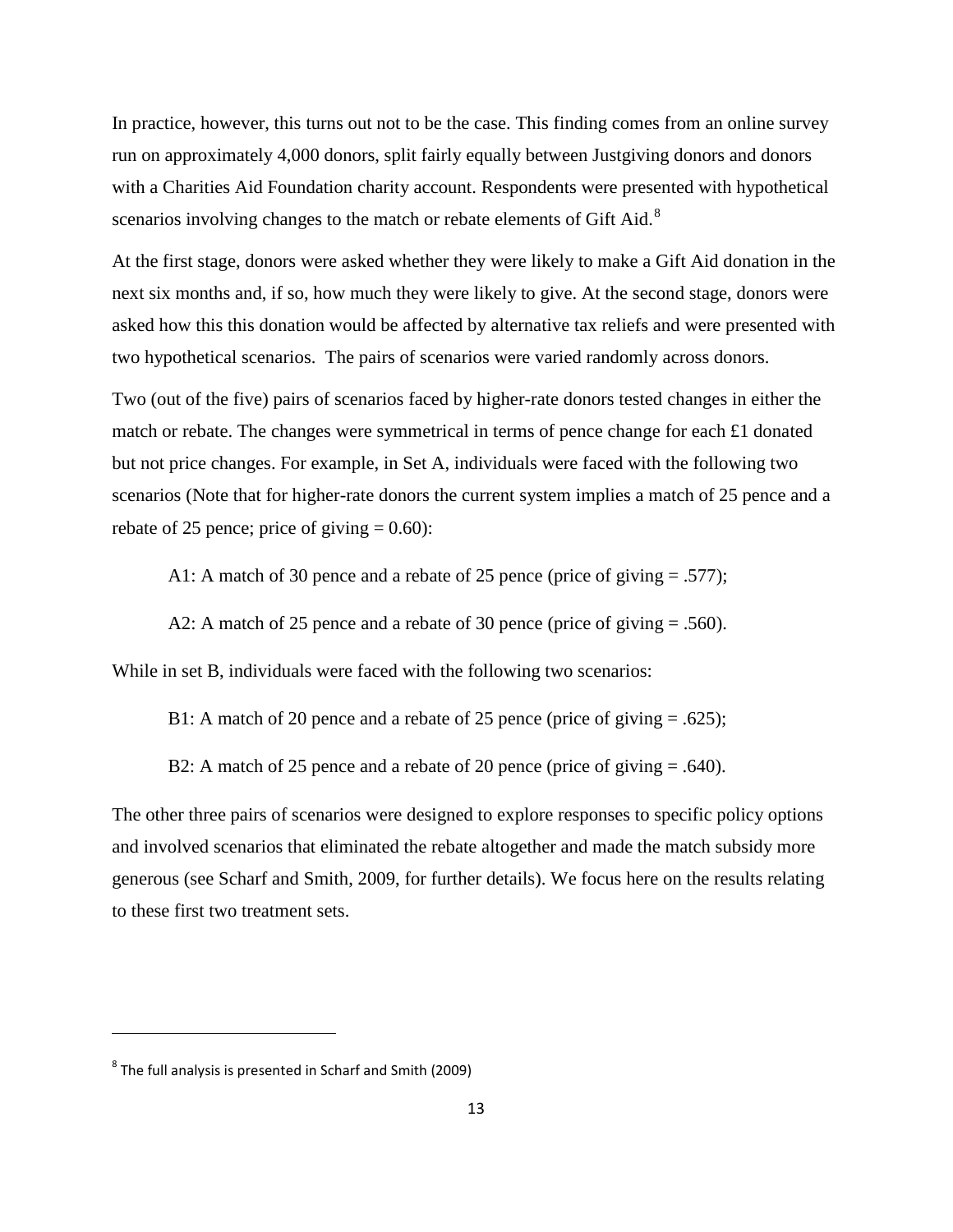In practice, however, this turns out not to be the case. This finding comes from an online survey run on approximately 4,000 donors, split fairly equally between Justgiving donors and donors with a Charities Aid Foundation charity account. Respondents were presented with hypothetical scenarios involving changes to the match or rebate elements of Gift Aid.[8]

At the first stage, donors were asked whether they were likely to make a Gift Aid donation in the next six months and, if so, how much they were likely to give. At the second stage, donors were asked how this this donation would be affected by alternative tax reliefs and were presented with two hypothetical scenarios. The pairs of scenarios were varied randomly across donors.

Two (out of the five) pairs of scenarios faced by higher-rate donors tested changes in either the match or rebate. The changes were symmetrical in terms of pence change for each £1 donated but not price changes. For example, in Set A, individuals were faced with the following two scenarios (Note that for higher-rate donors the current system implies a match of 25 pence and a rebate of 25 pence; price of giving = 0.60):

A1: A match of 30 pence and a rebate of 25 pence (price of giving = .577);

A2: A match of 25 pence and a rebate of 30 pence (price of giving = .560).

While in set B, individuals were faced with the following two scenarios:

B1: A match of 20 pence and a rebate of 25 pence (price of giving = .625);

B2: A match of 25 pence and a rebate of 20 pence (price of giving = .640).

The other three pairs of scenarios were designed to explore responses to specific policy options and involved scenarios that eliminated the rebate altogether and made the match subsidy more generous (see Scharf and Smith, 2009, for further details). We focus here on the results relating to these first two treatment sets.

---

[8] The full analysis is presented in Scharf and Smith (2009)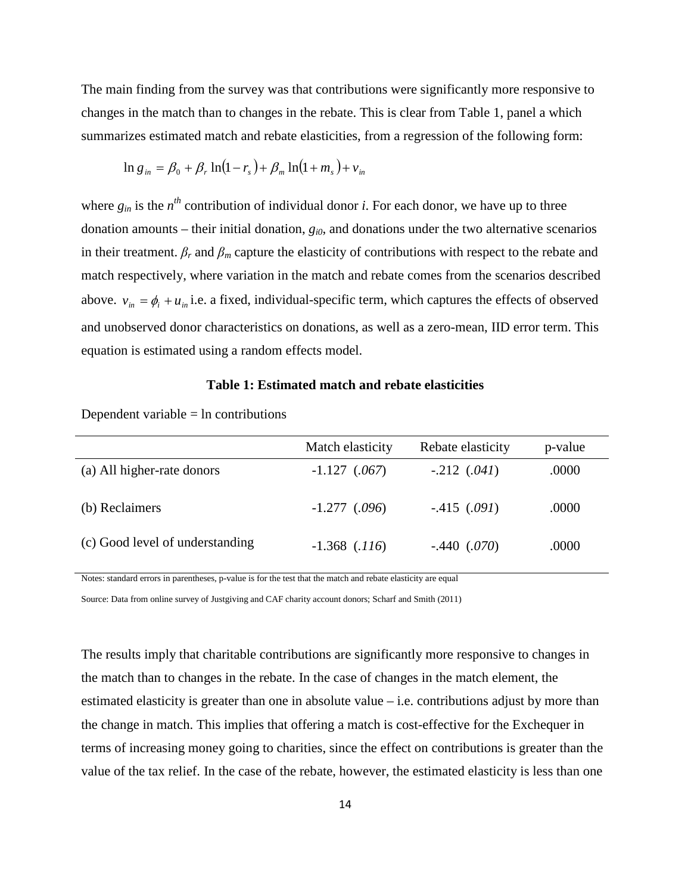The main finding from the survey was that contributions were significantly more responsive to changes in the match than to changes in the rebate. This is clear from Table 1, panel a which summarizes estimated match and rebate elasticities, from a regression of the following form:

$$\ln g_{in} = \beta_0 + \beta_r \ln(1 - r_s) + \beta_m \ln(1 + m_s) + v_{in}$$

where $g_{in}$ is the $n^{th}$ contribution of individual donor $i$. For each donor, we have up to three donation amounts – their initial donation, $g_{i0}$, and donations under the two alternative scenarios in their treatment. $\beta_r$ and $\beta_m$ capture the elasticity of contributions with respect to the rebate and match respectively, where variation in the match and rebate comes from the scenarios described above. $v_{in} = \phi_i + u_{in}$ i.e. a fixed, individual-specific term, which captures the effects of observed and unobserved donor characteristics on donations, as well as a zero-mean, IID error term. This equation is estimated using a random effects model.

**Table 1: Estimated match and rebate elasticities**

Dependent variable = ln contributions

| | Match elasticity | Rebate elasticity | p-value |
|---|---|---|---|
| (a) All higher-rate donors | -1.127 (*.067*) | -.212 (*.041*) | .0000 |
| (b) Reclaimers | -1.277 (*.096*) | -.415 (*.091*) | .0000 |
| (c) Good level of understanding | -1.368 (*.116*) | -.440 (*.070*) | .0000 |

Notes: standard errors in parentheses, p-value is for the test that the match and rebate elasticity are equal

Source: Data from online survey of Justgiving and CAF charity account donors; Scharf and Smith (2011)

The results imply that charitable contributions are significantly more responsive to changes in the match than to changes in the rebate. In the case of changes in the match element, the estimated elasticity is greater than one in absolute value – i.e. contributions adjust by more than the change in match. This implies that offering a match is cost-effective for the Exchequer in terms of increasing money going to charities, since the effect on contributions is greater than the value of the tax relief. In the case of the rebate, however, the estimated elasticity is less than one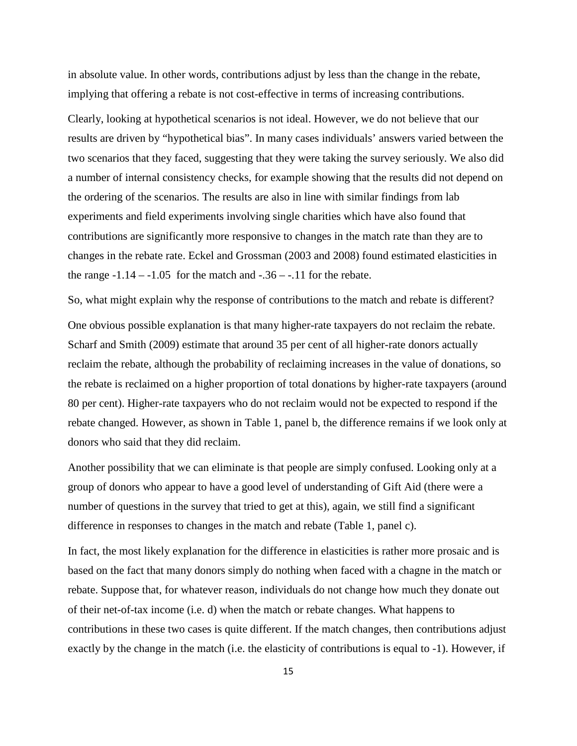in absolute value. In other words, contributions adjust by less than the change in the rebate, implying that offering a rebate is not cost-effective in terms of increasing contributions.

Clearly, looking at hypothetical scenarios is not ideal. However, we do not believe that our results are driven by "hypothetical bias". In many cases individuals' answers varied between the two scenarios that they faced, suggesting that they were taking the survey seriously. We also did a number of internal consistency checks, for example showing that the results did not depend on the ordering of the scenarios. The results are also in line with similar findings from lab experiments and field experiments involving single charities which have also found that contributions are significantly more responsive to changes in the match rate than they are to changes in the rebate rate. Eckel and Grossman (2003 and 2008) found estimated elasticities in the range -1.14 – -1.05 for the match and -.36 – -.11 for the rebate.

So, what might explain why the response of contributions to the match and rebate is different?

One obvious possible explanation is that many higher-rate taxpayers do not reclaim the rebate. Scharf and Smith (2009) estimate that around 35 per cent of all higher-rate donors actually reclaim the rebate, although the probability of reclaiming increases in the value of donations, so the rebate is reclaimed on a higher proportion of total donations by higher-rate taxpayers (around 80 per cent). Higher-rate taxpayers who do not reclaim would not be expected to respond if the rebate changed. However, as shown in Table 1, panel b, the difference remains if we look only at donors who said that they did reclaim.

Another possibility that we can eliminate is that people are simply confused. Looking only at a group of donors who appear to have a good level of understanding of Gift Aid (there were a number of questions in the survey that tried to get at this), again, we still find a significant difference in responses to changes in the match and rebate (Table 1, panel c).

In fact, the most likely explanation for the difference in elasticities is rather more prosaic and is based on the fact that many donors simply do nothing when faced with a chagne in the match or rebate. Suppose that, for whatever reason, individuals do not change how much they donate out of their net-of-tax income (i.e. d) when the match or rebate changes. What happens to contributions in these two cases is quite different. If the match changes, then contributions adjust exactly by the change in the match (i.e. the elasticity of contributions is equal to -1). However, if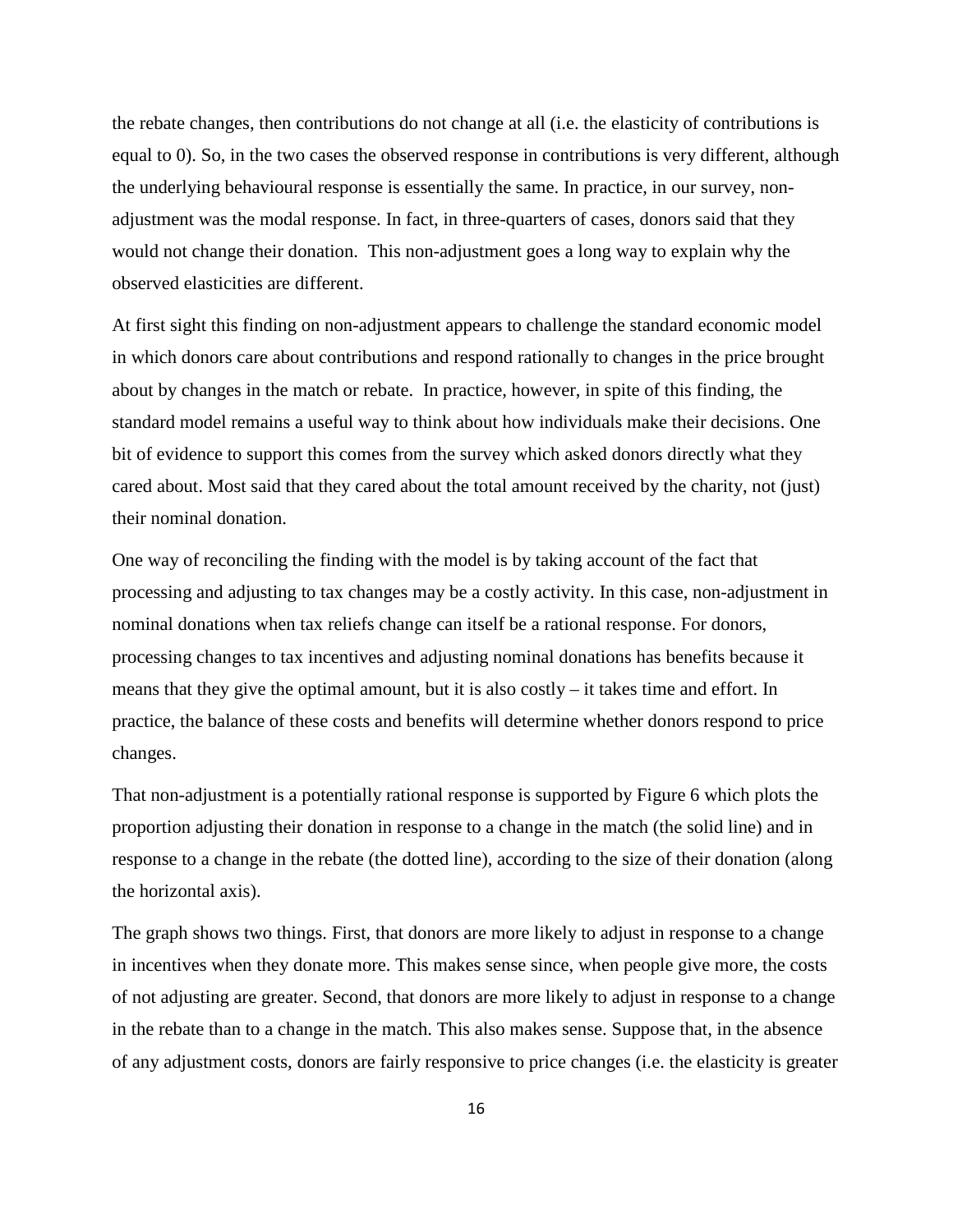the rebate changes, then contributions do not change at all (i.e. the elasticity of contributions is equal to 0). So, in the two cases the observed response in contributions is very different, although the underlying behavioural response is essentially the same. In practice, in our survey, non-adjustment was the modal response. In fact, in three-quarters of cases, donors said that they would not change their donation. This non-adjustment goes a long way to explain why the observed elasticities are different.

At first sight this finding on non-adjustment appears to challenge the standard economic model in which donors care about contributions and respond rationally to changes in the price brought about by changes in the match or rebate. In practice, however, in spite of this finding, the standard model remains a useful way to think about how individuals make their decisions. One bit of evidence to support this comes from the survey which asked donors directly what they cared about. Most said that they cared about the total amount received by the charity, not (just) their nominal donation.

One way of reconciling the finding with the model is by taking account of the fact that processing and adjusting to tax changes may be a costly activity. In this case, non-adjustment in nominal donations when tax reliefs change can itself be a rational response. For donors, processing changes to tax incentives and adjusting nominal donations has benefits because it means that they give the optimal amount, but it is also costly – it takes time and effort. In practice, the balance of these costs and benefits will determine whether donors respond to price changes.

That non-adjustment is a potentially rational response is supported by Figure 6 which plots the proportion adjusting their donation in response to a change in the match (the solid line) and in response to a change in the rebate (the dotted line), according to the size of their donation (along the horizontal axis).

The graph shows two things. First, that donors are more likely to adjust in response to a change in incentives when they donate more. This makes sense since, when people give more, the costs of not adjusting are greater. Second, that donors are more likely to adjust in response to a change in the rebate than to a change in the match. This also makes sense. Suppose that, in the absence of any adjustment costs, donors are fairly responsive to price changes (i.e. the elasticity is greater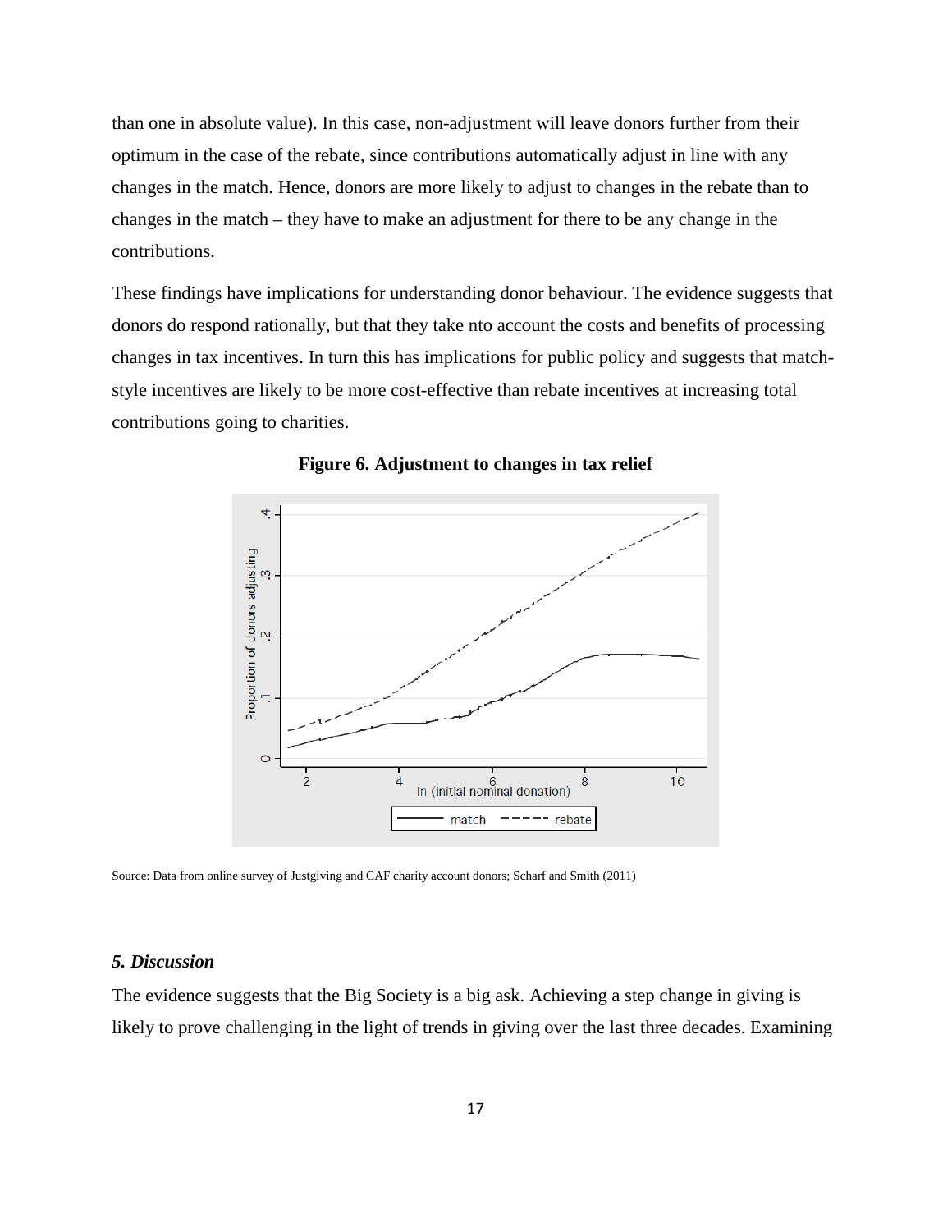than one in absolute value). In this case, non-adjustment will leave donors further from their optimum in the case of the rebate, since contributions automatically adjust in line with any changes in the match. Hence, donors are more likely to adjust to changes in the rebate than to changes in the match – they have to make an adjustment for there to be any change in the contributions.

These findings have implications for understanding donor behaviour. The evidence suggests that donors do respond rationally, but that they take nto account the costs and benefits of processing changes in tax incentives. In turn this has implications for public policy and suggests that match-style incentives are likely to be more cost-effective than rebate incentives at increasing total contributions going to charities.

**Figure 6. Adjustment to changes in tax relief**

Source: Data from online survey of Justgiving and CAF charity account donors; Scharf and Smith (2011)

### *5. Discussion*

The evidence suggests that the Big Society is a big ask. Achieving a step change in giving is likely to prove challenging in the light of trends in giving over the last three decades. Examining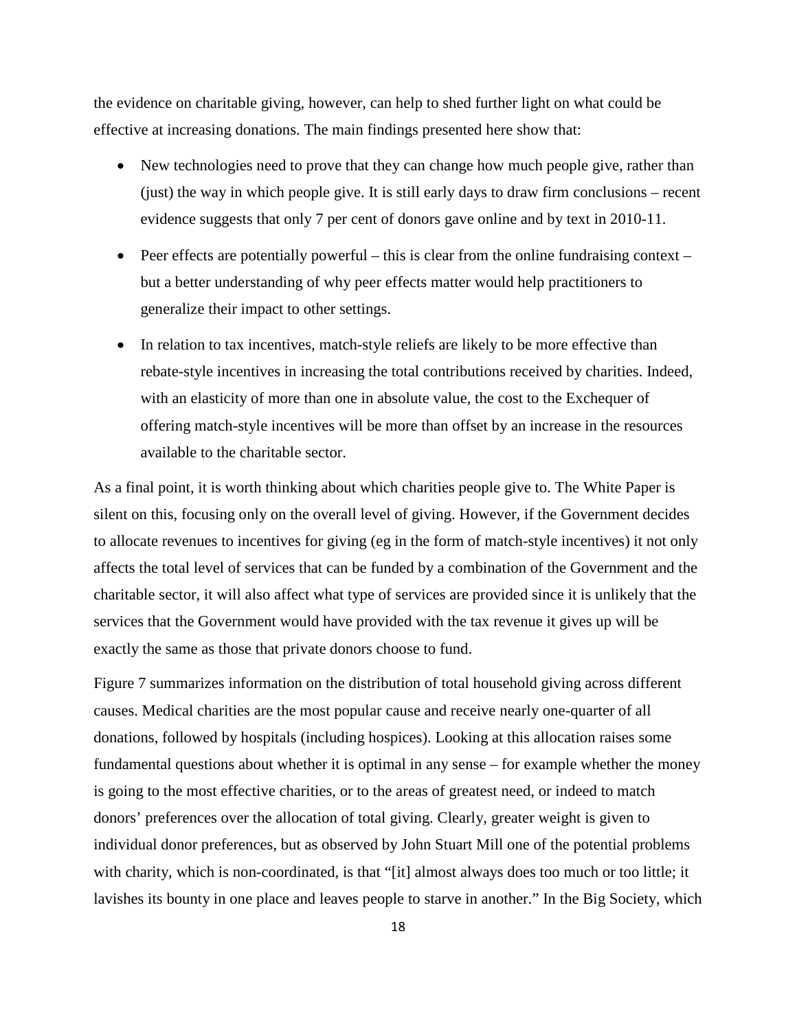the evidence on charitable giving, however, can help to shed further light on what could be effective at increasing donations. The main findings presented here show that:

- New technologies need to prove that they can change how much people give, rather than (just) the way in which people give. It is still early days to draw firm conclusions – recent evidence suggests that only 7 per cent of donors gave online and by text in 2010-11.
- Peer effects are potentially powerful – this is clear from the online fundraising context – but a better understanding of why peer effects matter would help practitioners to generalize their impact to other settings.
- In relation to tax incentives, match-style reliefs are likely to be more effective than rebate-style incentives in increasing the total contributions received by charities. Indeed, with an elasticity of more than one in absolute value, the cost to the Exchequer of offering match-style incentives will be more than offset by an increase in the resources available to the charitable sector.

As a final point, it is worth thinking about which charities people give to. The White Paper is silent on this, focusing only on the overall level of giving. However, if the Government decides to allocate revenues to incentives for giving (eg in the form of match-style incentives) it not only affects the total level of services that can be funded by a combination of the Government and the charitable sector, it will also affect what type of services are provided since it is unlikely that the services that the Government would have provided with the tax revenue it gives up will be exactly the same as those that private donors choose to fund.

Figure 7 summarizes information on the distribution of total household giving across different causes. Medical charities are the most popular cause and receive nearly one-quarter of all donations, followed by hospitals (including hospices). Looking at this allocation raises some fundamental questions about whether it is optimal in any sense – for example whether the money is going to the most effective charities, or to the areas of greatest need, or indeed to match donors' preferences over the allocation of total giving. Clearly, greater weight is given to individual donor preferences, but as observed by John Stuart Mill one of the potential problems with charity, which is non-coordinated, is that "[it] almost always does too much or too little; it lavishes its bounty in one place and leaves people to starve in another." In the Big Society, which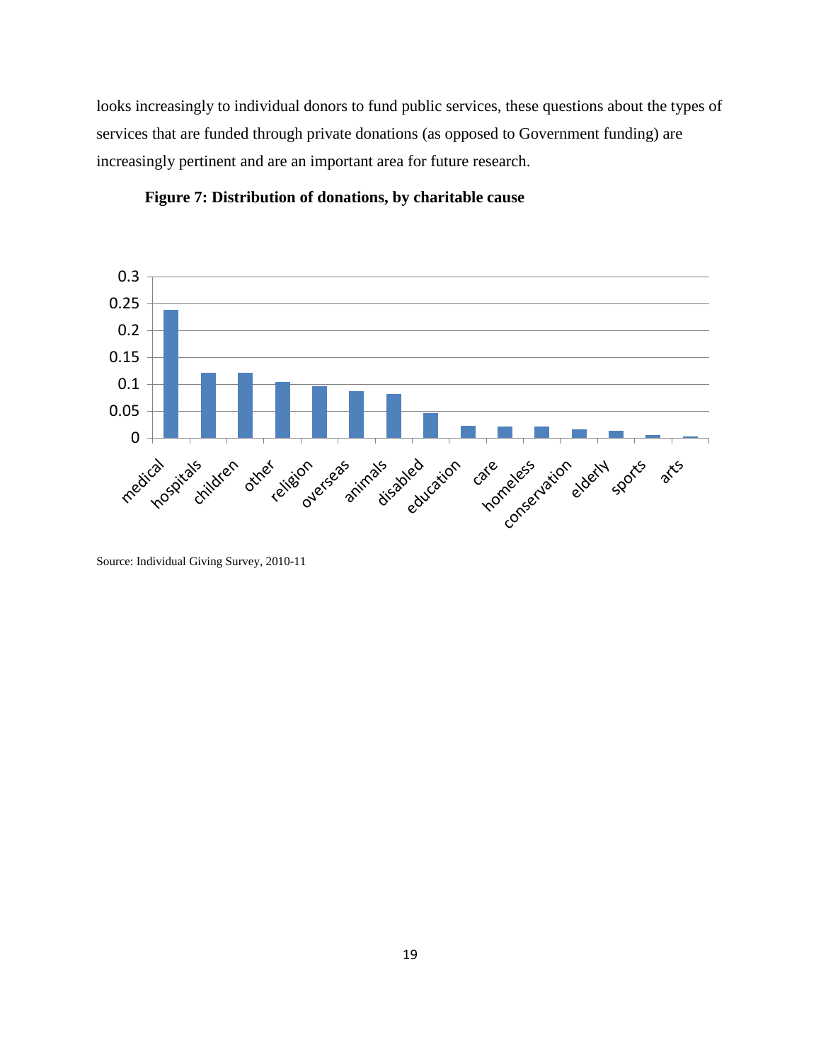looks increasingly to individual donors to fund public services, these questions about the types of services that are funded through private donations (as opposed to Government funding) are increasingly pertinent and are an important area for future research.

**Figure 7: Distribution of donations, by charitable cause**

Source: Individual Giving Survey, 2010-11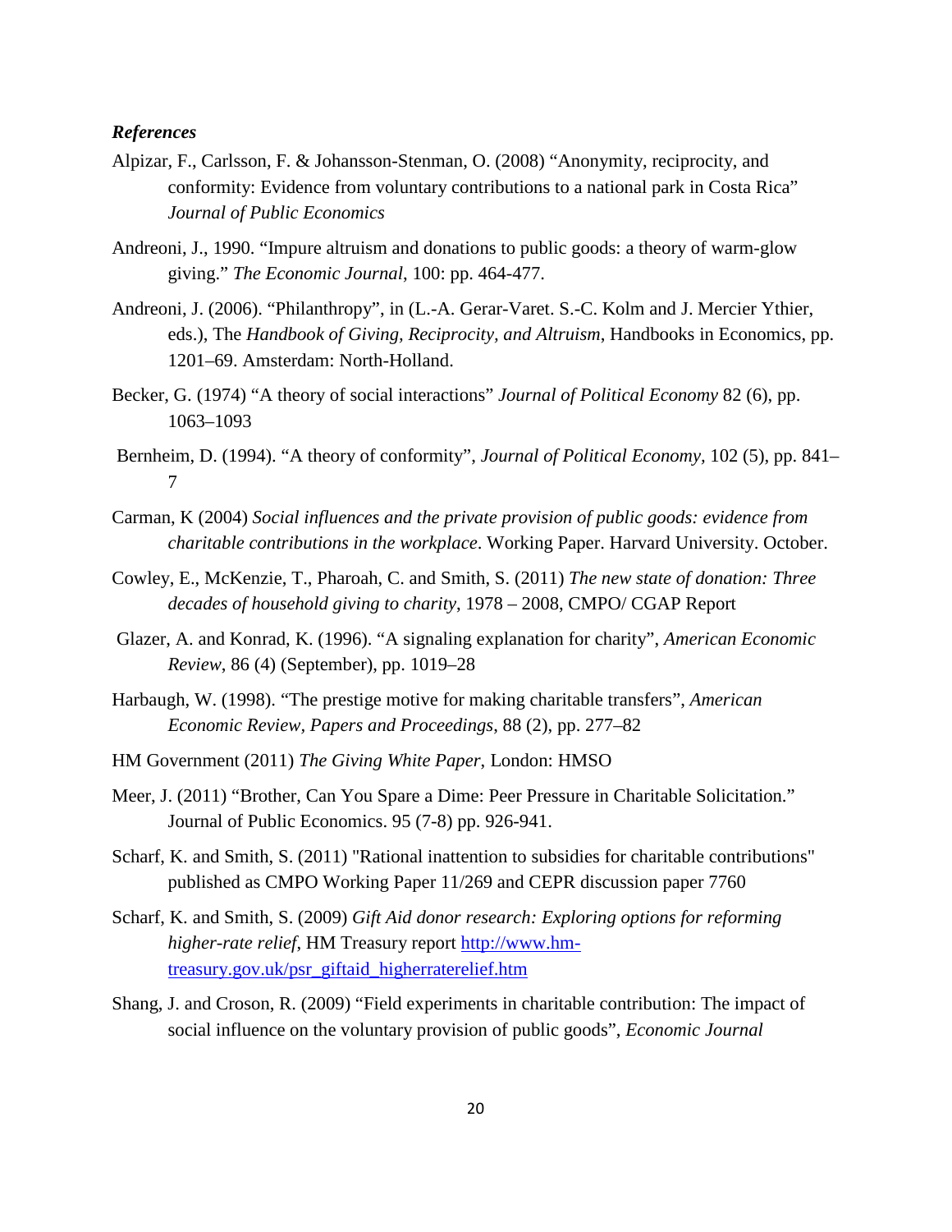***References***

Alpizar, F., Carlsson, F. & Johansson-Stenman, O. (2008) "Anonymity, reciprocity, and conformity: Evidence from voluntary contributions to a national park in Costa Rica" *Journal of Public Economics*

Andreoni, J., 1990. "Impure altruism and donations to public goods: a theory of warm-glow giving." *The Economic Journal*, 100: pp. 464-477.

Andreoni, J. (2006). "Philanthropy", in (L.-A. Gerar-Varet. S.-C. Kolm and J. Mercier Ythier, eds.), The *Handbook of Giving, Reciprocity, and Altruism*, Handbooks in Economics, pp. 1201–69. Amsterdam: North-Holland.

Becker, G. (1974) "A theory of social interactions" *Journal of Political Economy* 82 (6), pp. 1063–1093

Bernheim, D. (1994). "A theory of conformity", *Journal of Political Economy*, 102 (5), pp. 841–7

Carman, K (2004) *Social influences and the private provision of public goods: evidence from charitable contributions in the workplace*. Working Paper. Harvard University. October.

Cowley, E., McKenzie, T., Pharoah, C. and Smith, S. (2011) *The new state of donation: Three decades of household giving to charity*, 1978 – 2008, CMPO/ CGAP Report

Glazer, A. and Konrad, K. (1996). "A signaling explanation for charity", *American Economic Review*, 86 (4) (September), pp. 1019–28

Harbaugh, W. (1998). "The prestige motive for making charitable transfers", *American Economic Review, Papers and Proceedings*, 88 (2), pp. 277–82

HM Government (2011) *The Giving White Paper*, London: HMSO

Meer, J. (2011) "Brother, Can You Spare a Dime: Peer Pressure in Charitable Solicitation." Journal of Public Economics. 95 (7-8) pp. 926-941.

Scharf, K. and Smith, S. (2011) "Rational inattention to subsidies for charitable contributions" published as CMPO Working Paper 11/269 and CEPR discussion paper 7760

Scharf, K. and Smith, S. (2009) *Gift Aid donor research: Exploring options for reforming higher-rate relief*, HM Treasury report [http://www.hm-treasury.gov.uk/psr_giftaid_higherraterelief.htm](http://www.hm-treasury.gov.uk/psr_giftaid_higherraterelief.htm)

Shang, J. and Croson, R. (2009) "Field experiments in charitable contribution: The impact of social influence on the voluntary provision of public goods", *Economic Journal*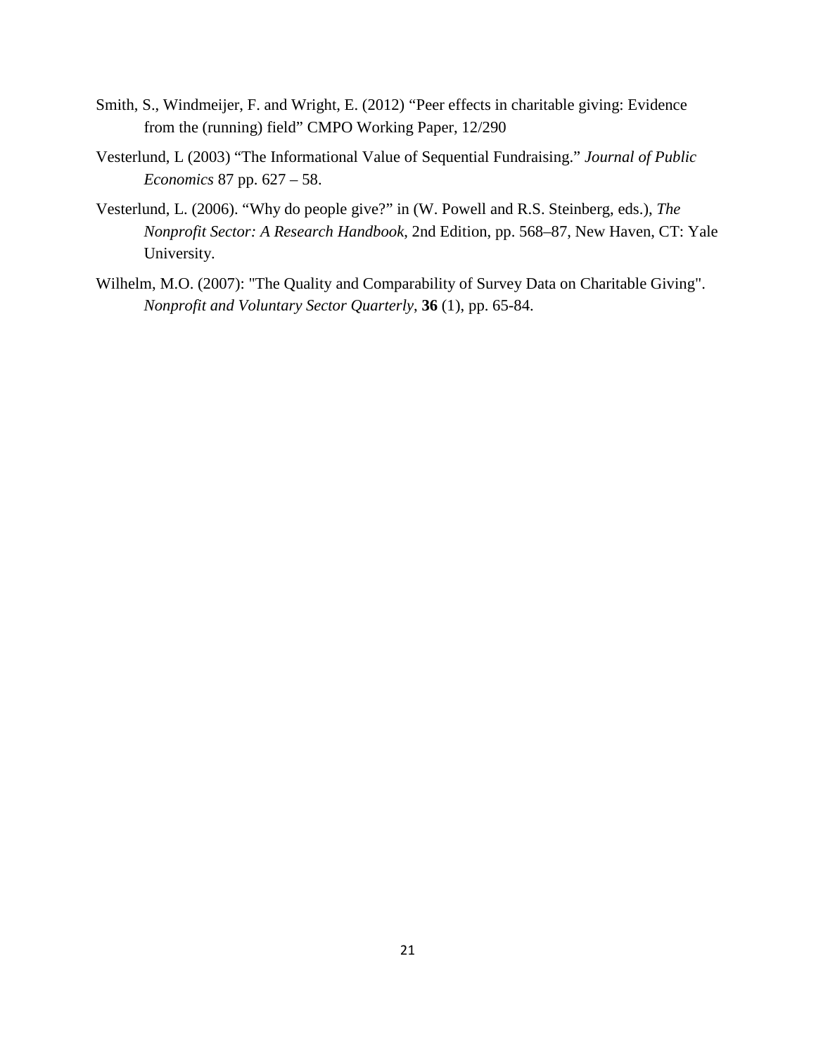Smith, S., Windmeijer, F. and Wright, E. (2012) "Peer effects in charitable giving: Evidence from the (running) field" CMPO Working Paper, 12/290

Vesterlund, L (2003) "The Informational Value of Sequential Fundraising." *Journal of Public Economics* 87 pp. 627 – 58.

Vesterlund, L. (2006). "Why do people give?" in (W. Powell and R.S. Steinberg, eds.), *The Nonprofit Sector: A Research Handbook*, 2nd Edition, pp. 568–87, New Haven, CT: Yale University.

Wilhelm, M.O. (2007): "The Quality and Comparability of Survey Data on Charitable Giving". *Nonprofit and Voluntary Sector Quarterly*, **36** (1), pp. 65-84.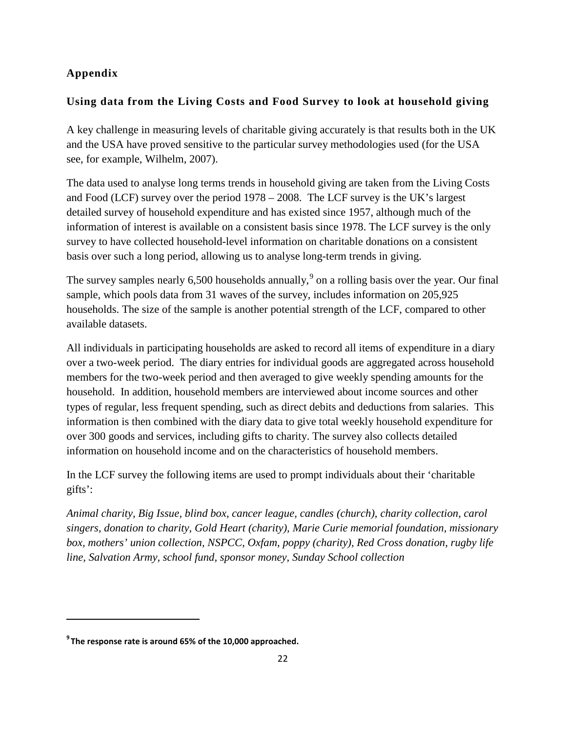## Appendix

### Using data from the Living Costs and Food Survey to look at household giving

A key challenge in measuring levels of charitable giving accurately is that results both in the UK and the USA have proved sensitive to the particular survey methodologies used (for the USA see, for example, Wilhelm, 2007).

The data used to analyse long terms trends in household giving are taken from the Living Costs and Food (LCF) survey over the period 1978 – 2008. The LCF survey is the UK's largest detailed survey of household expenditure and has existed since 1957, although much of the information of interest is available on a consistent basis since 1978. The LCF survey is the only survey to have collected household-level information on charitable donations on a consistent basis over such a long period, allowing us to analyse long-term trends in giving.

The survey samples nearly 6,500 households annually,[9] on a rolling basis over the year. Our final sample, which pools data from 31 waves of the survey, includes information on 205,925 households. The size of the sample is another potential strength of the LCF, compared to other available datasets.

All individuals in participating households are asked to record all items of expenditure in a diary over a two-week period. The diary entries for individual goods are aggregated across household members for the two-week period and then averaged to give weekly spending amounts for the household. In addition, household members are interviewed about income sources and other types of regular, less frequent spending, such as direct debits and deductions from salaries. This information is then combined with the diary data to give total weekly household expenditure for over 300 goods and services, including gifts to charity. The survey also collects detailed information on household income and on the characteristics of household members.

In the LCF survey the following items are used to prompt individuals about their 'charitable gifts':

*Animal charity, Big Issue, blind box, cancer league, candles (church), charity collection, carol singers, donation to charity, Gold Heart (charity), Marie Curie memorial foundation, missionary box, mothers' union collection, NSPCC, Oxfam, poppy (charity), Red Cross donation, rugby life line, Salvation Army, school fund, sponsor money, Sunday School collection*

---

[9] **The response rate is around 65% of the 10,000 approached.**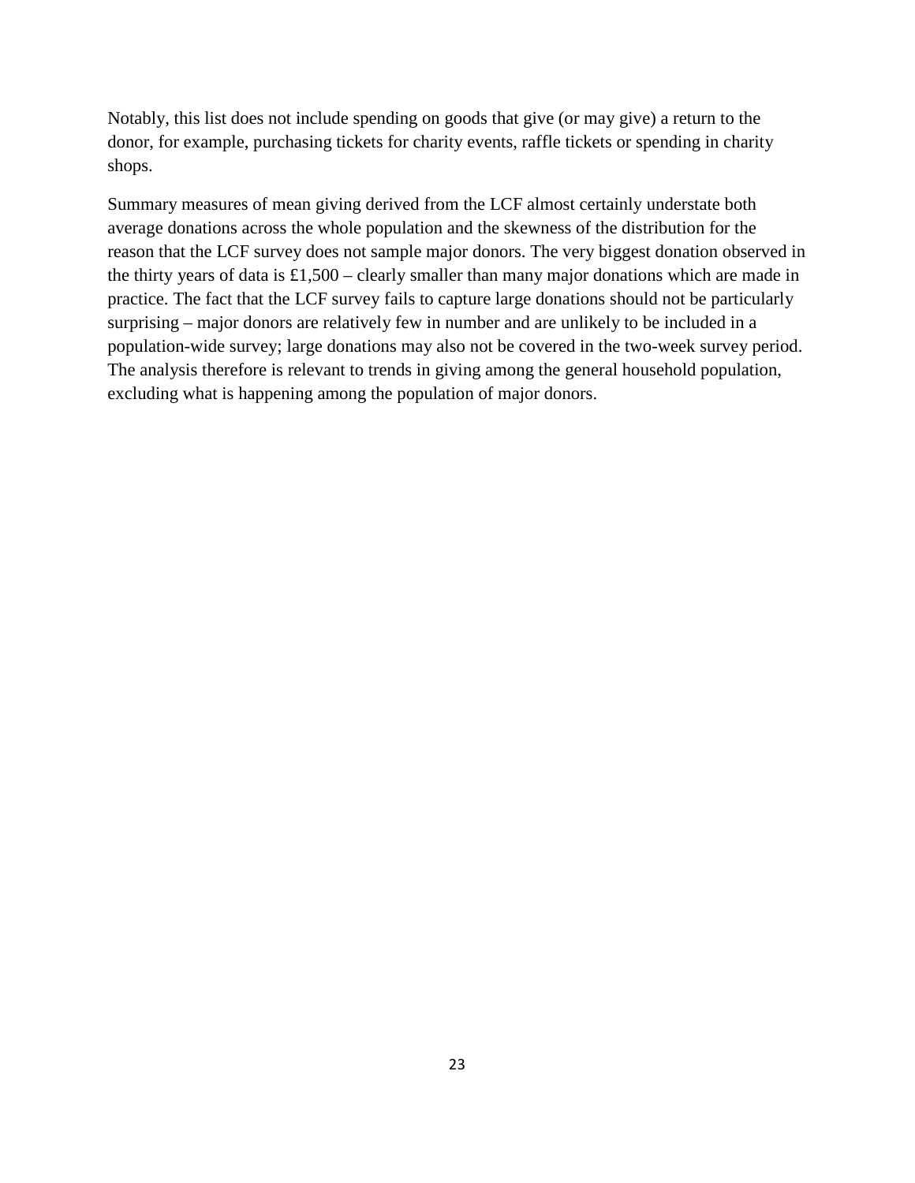Notably, this list does not include spending on goods that give (or may give) a return to the donor, for example, purchasing tickets for charity events, raffle tickets or spending in charity shops.

Summary measures of mean giving derived from the LCF almost certainly understate both average donations across the whole population and the skewness of the distribution for the reason that the LCF survey does not sample major donors. The very biggest donation observed in the thirty years of data is £1,500 – clearly smaller than many major donations which are made in practice. The fact that the LCF survey fails to capture large donations should not be particularly surprising – major donors are relatively few in number and are unlikely to be included in a population-wide survey; large donations may also not be covered in the two-week survey period. The analysis therefore is relevant to trends in giving among the general household population, excluding what is happening among the population of major donors.